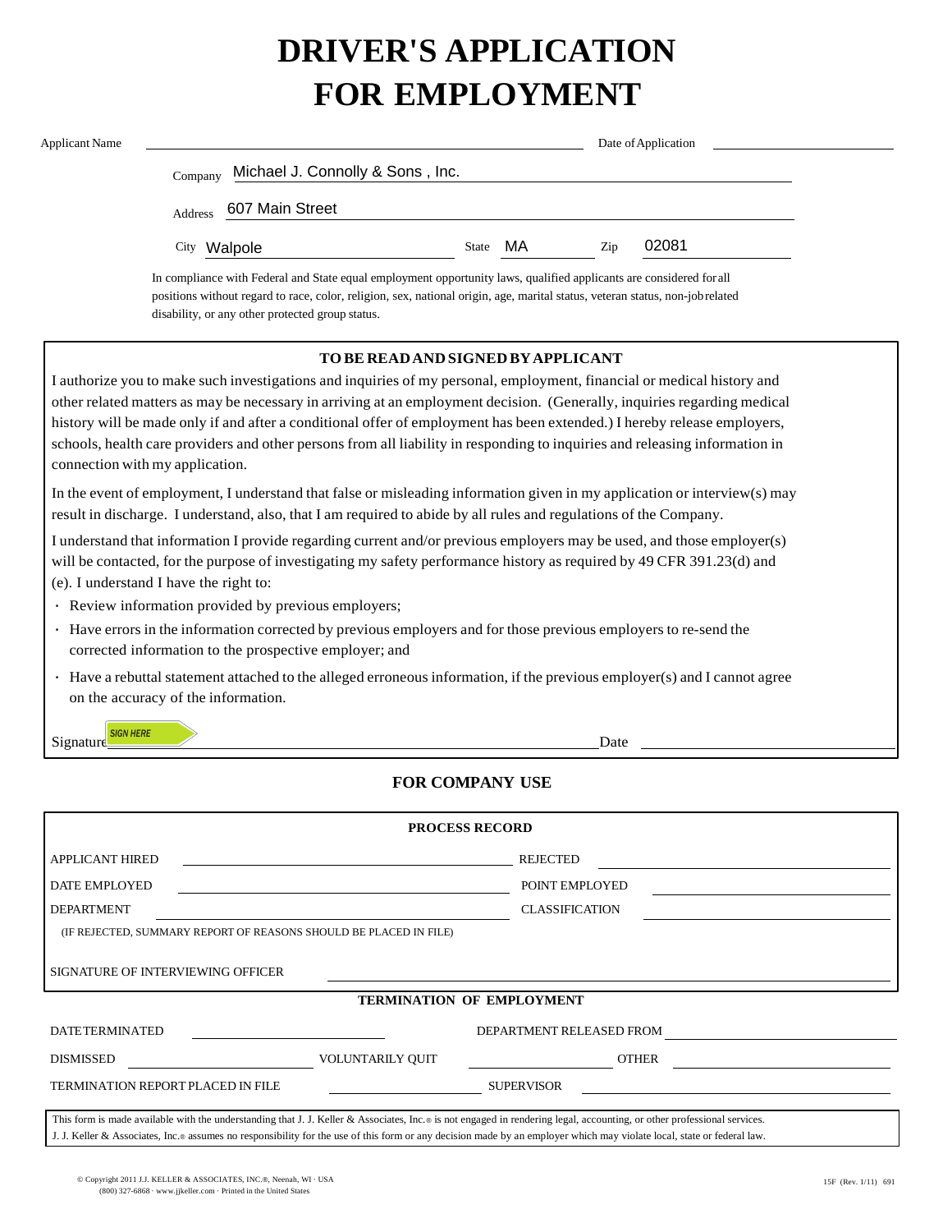# DRIVER'S APPLICATION FOR EMPLOYMENT

Applicant Name ______________________ Date of Application ______________

Company Michael J. Connolly & Sons , Inc.

Address 607 Main Street

City Walpole State MA Zip 02081

In compliance with Federal and State equal employment opportunity laws, qualified applicants are considered for all positions without regard to race, color, religion, sex, national origin, age, marital status, veteran status, non-job related disability, or any other protected group status.

**TO BE READ AND SIGNED BY APPLICANT**

I authorize you to make such investigations and inquiries of my personal, employment, financial or medical history and other related matters as may be necessary in arriving at an employment decision. (Generally, inquiries regarding medical history will be made only if and after a conditional offer of employment has been extended.) I hereby release employers, schools, health care providers and other persons from all liability in responding to inquiries and releasing information in connection with my application.

In the event of employment, I understand that false or misleading information given in my application or interview(s) may result in discharge. I understand, also, that I am required to abide by all rules and regulations of the Company.

I understand that information I provide regarding current and/or previous employers may be used, and those employer(s) will be contacted, for the purpose of investigating my safety performance history as required by 49 CFR 391.23(d) and (e). I understand I have the right to:

- Review information provided by previous employers;
- Have errors in the information corrected by previous employers and for those previous employers to re-send the corrected information to the prospective employer; and
- Have a rebuttal statement attached to the alleged erroneous information, if the previous employer(s) and I cannot agree on the accuracy of the information.

Signature SIGN HERE ______________________ Date ______________

## FOR COMPANY USE

**PROCESS RECORD**

APPLICANT HIRED ______________ REJECTED ______________

DATE EMPLOYED ______________ POINT EMPLOYED ______________

DEPARTMENT ______________ CLASSIFICATION ______________

(IF REJECTED, SUMMARY REPORT OF REASONS SHOULD BE PLACED IN FILE)

SIGNATURE OF INTERVIEWING OFFICER ______________

**TERMINATION OF EMPLOYMENT**

DATE TERMINATED ______________ DEPARTMENT RELEASED FROM ______________

DISMISSED ______________ VOLUNTARILY QUIT ______________ OTHER ______________

TERMINATION REPORT PLACED IN FILE ______________ SUPERVISOR ______________

This form is made available with the understanding that J. J. Keller & Associates, Inc.® is not engaged in rendering legal, accounting, or other professional services. J. J. Keller & Associates, Inc.® assumes no responsibility for the use of this form or any decision made by an employer which may violate local, state or federal law.

© Copyright 2011 J.J. KELLER & ASSOCIATES, INC.®, Neenah, WI · USA (800) 327-6868 · www.jjkeller.com · Printed in the United States

15F (Rev. 1/11) 691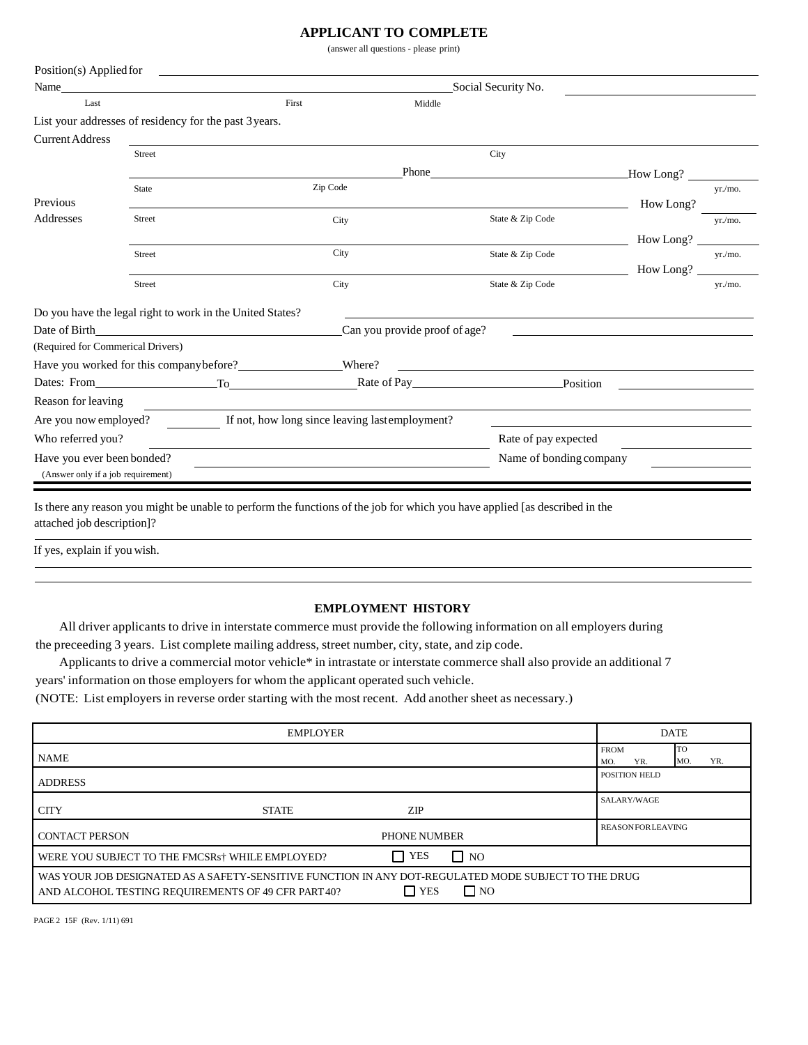## APPLICANT TO COMPLETE

(answer all questions - please print)

Position(s) Applied for ______________________________

Name ______________________________ Social Security No. ______________________________

Last First Middle

List your addresses of residency for the past 3 years.

Current Address ______________________________

Street City

______________________________ Phone ______________________________ How Long? ________

State Zip Code yr./mo.

Previous Addresses ______________________________ How Long? ________

Street City State & Zip Code yr./mo.

______________________________ How Long? ________

Street City State & Zip Code yr./mo.

______________________________ How Long? ________

Street City State & Zip Code yr./mo.

Do you have the legal right to work in the United States? ______________________________

Date of Birth ______________________________ Can you provide proof of age? ______________________________

(Required for Commerical Drivers)

Have you worked for this company before? ________ Where? ______________________________

Dates: From ________ To ________ Rate of Pay ________ Position ________

Reason for leaving ______________________________

Are you now employed? ________ If not, how long since leaving last employment? ______________________________

Who referred you? ______________________________ Rate of pay expected ________

Have you ever been bonded? ______________________________ Name of bonding company ________

(Answer only if a job requirement)

---

Is there any reason you might be unable to perform the functions of the job for which you have applied [as described in the attached job description]?

______________________________

If yes, explain if you wish.

______________________________

______________________________

## EMPLOYMENT HISTORY

All driver applicants to drive in interstate commerce must provide the following information on all employers during the preceeding 3 years. List complete mailing address, street number, city, state, and zip code.

Applicants to drive a commercial motor vehicle* in intrastate or interstate commerce shall also provide an additional 7 years' information on those employers for whom the applicant operated such vehicle.

(NOTE: List employers in reverse order starting with the most recent. Add another sheet as necessary.)

| EMPLOYER | | | DATE | |
|---|---|---|---|---|
| NAME | | | FROM MO. YR. | TO MO. YR. |
| ADDRESS | | | POSITION HELD | |
| CITY | STATE | ZIP | SALARY/WAGE | |
| CONTACT PERSON | | PHONE NUMBER | REASON FOR LEAVING | |
| WERE YOU SUBJECT TO THE FMCSRs† WHILE EMPLOYED? | | ☐ YES ☐ NO | | |
| WAS YOUR JOB DESIGNATED AS A SAFETY-SENSITIVE FUNCTION IN ANY DOT-REGULATED MODE SUBJECT TO THE DRUG AND ALCOHOL TESTING REQUIREMENTS OF 49 CFR PART 40? | | ☐ YES ☐ NO | | |

PAGE 2 15F (Rev. 1/11) 691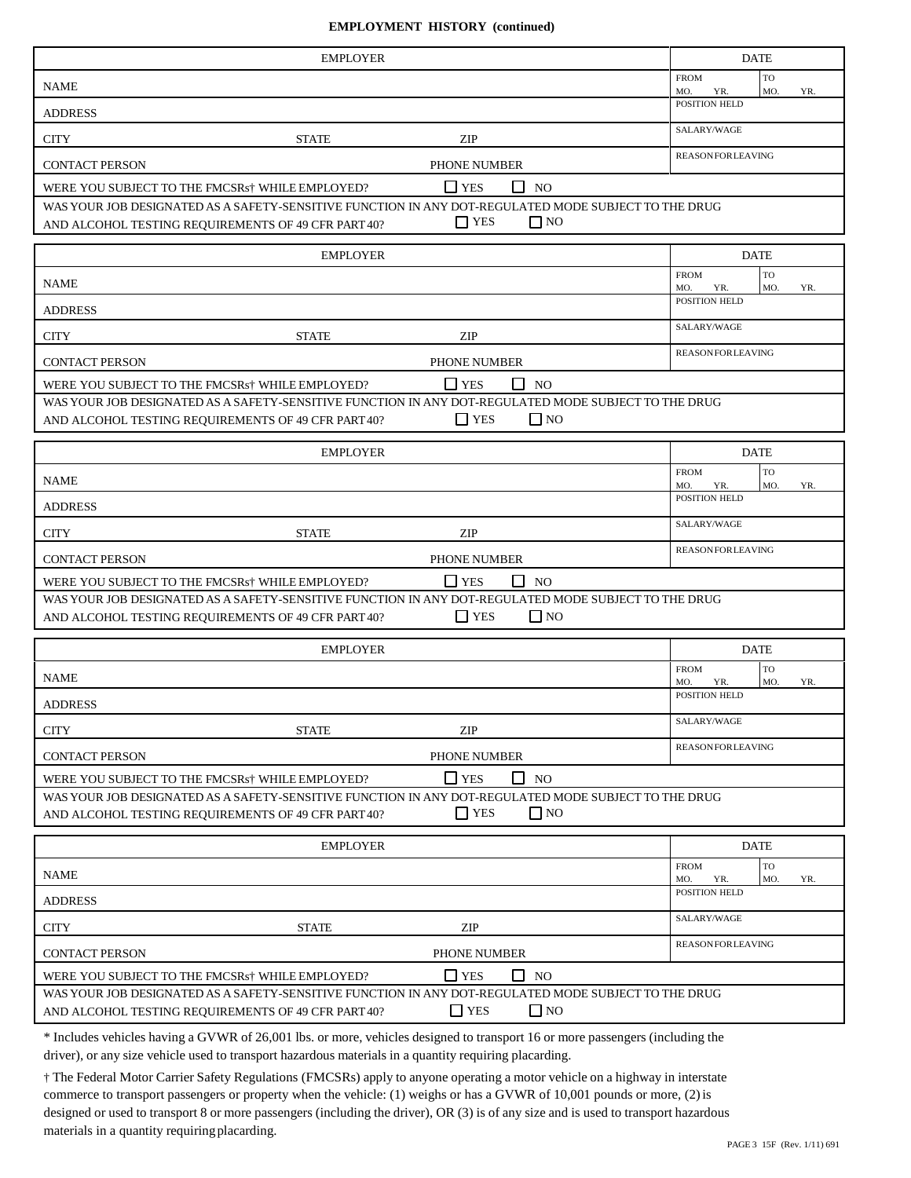## EMPLOYMENT HISTORY (continued)

| EMPLOYER | DATE |
|---|---|
| NAME | FROM MO. YR. / TO MO. YR. |
| ADDRESS | POSITION HELD |
| CITY STATE ZIP | SALARY/WAGE |
| CONTACT PERSON PHONE NUMBER | REASON FOR LEAVING |
| WERE YOU SUBJECT TO THE FMCSRs† WHILE EMPLOYED? ☐ YES ☐ NO | |
| WAS YOUR JOB DESIGNATED AS A SAFETY-SENSITIVE FUNCTION IN ANY DOT-REGULATED MODE SUBJECT TO THE DRUG AND ALCOHOL TESTING REQUIREMENTS OF 49 CFR PART 40? ☐ YES ☐ NO | |

| EMPLOYER | DATE |
|---|---|
| NAME | FROM MO. YR. / TO MO. YR. |
| ADDRESS | POSITION HELD |
| CITY STATE ZIP | SALARY/WAGE |
| CONTACT PERSON PHONE NUMBER | REASON FOR LEAVING |
| WERE YOU SUBJECT TO THE FMCSRs† WHILE EMPLOYED? ☐ YES ☐ NO | |
| WAS YOUR JOB DESIGNATED AS A SAFETY-SENSITIVE FUNCTION IN ANY DOT-REGULATED MODE SUBJECT TO THE DRUG AND ALCOHOL TESTING REQUIREMENTS OF 49 CFR PART 40? ☐ YES ☐ NO | |

| EMPLOYER | DATE |
|---|---|
| NAME | FROM MO. YR. / TO MO. YR. |
| ADDRESS | POSITION HELD |
| CITY STATE ZIP | SALARY/WAGE |
| CONTACT PERSON PHONE NUMBER | REASON FOR LEAVING |
| WERE YOU SUBJECT TO THE FMCSRs† WHILE EMPLOYED? ☐ YES ☐ NO | |
| WAS YOUR JOB DESIGNATED AS A SAFETY-SENSITIVE FUNCTION IN ANY DOT-REGULATED MODE SUBJECT TO THE DRUG AND ALCOHOL TESTING REQUIREMENTS OF 49 CFR PART 40? ☐ YES ☐ NO | |

| EMPLOYER | DATE |
|---|---|
| NAME | FROM MO. YR. / TO MO. YR. |
| ADDRESS | POSITION HELD |
| CITY STATE ZIP | SALARY/WAGE |
| CONTACT PERSON PHONE NUMBER | REASON FOR LEAVING |
| WERE YOU SUBJECT TO THE FMCSRs† WHILE EMPLOYED? ☐ YES ☐ NO | |
| WAS YOUR JOB DESIGNATED AS A SAFETY-SENSITIVE FUNCTION IN ANY DOT-REGULATED MODE SUBJECT TO THE DRUG AND ALCOHOL TESTING REQUIREMENTS OF 49 CFR PART 40? ☐ YES ☐ NO | |

| EMPLOYER | DATE |
|---|---|
| NAME | FROM MO. YR. / TO MO. YR. |
| ADDRESS | POSITION HELD |
| CITY STATE ZIP | SALARY/WAGE |
| CONTACT PERSON PHONE NUMBER | REASON FOR LEAVING |
| WERE YOU SUBJECT TO THE FMCSRs† WHILE EMPLOYED? ☐ YES ☐ NO | |
| WAS YOUR JOB DESIGNATED AS A SAFETY-SENSITIVE FUNCTION IN ANY DOT-REGULATED MODE SUBJECT TO THE DRUG AND ALCOHOL TESTING REQUIREMENTS OF 49 CFR PART 40? ☐ YES ☐ NO | |

* Includes vehicles having a GVWR of 26,001 lbs. or more, vehicles designed to transport 16 or more passengers (including the driver), or any size vehicle used to transport hazardous materials in a quantity requiring placarding.

† The Federal Motor Carrier Safety Regulations (FMCSRs) apply to anyone operating a motor vehicle on a highway in interstate commerce to transport passengers or property when the vehicle: (1) weighs or has a GVWR of 10,001 pounds or more, (2) is designed or used to transport 8 or more passengers (including the driver), OR (3) is of any size and is used to transport hazardous materials in a quantity requiring placarding.

15F (Rev. 1/11) 691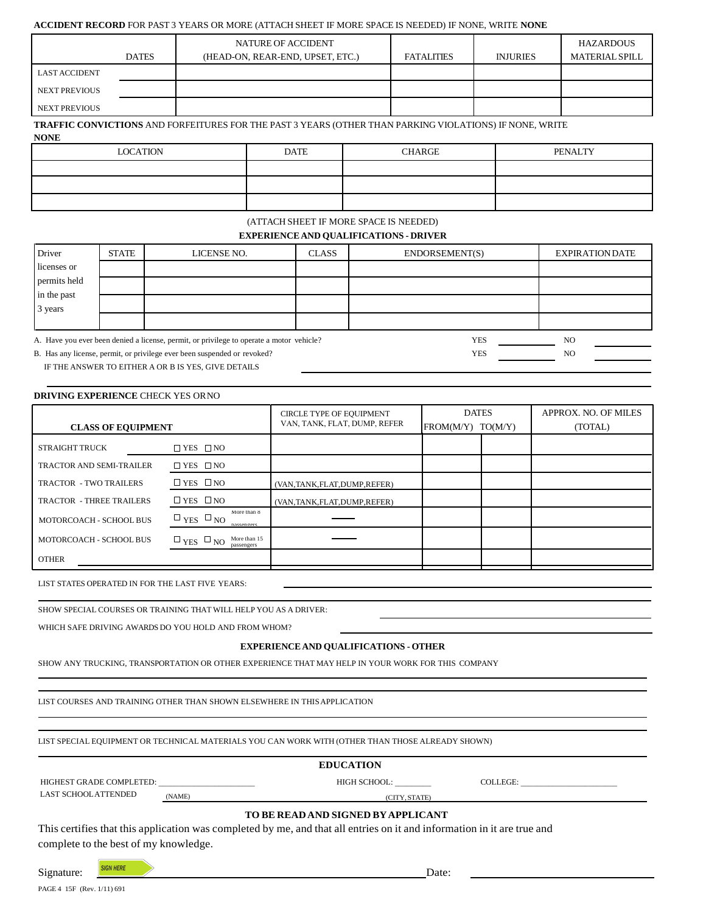**ACCIDENT RECORD** FOR PAST 3 YEARS OR MORE (ATTACH SHEET IF MORE SPACE IS NEEDED) IF NONE, WRITE **NONE**

| | DATES | NATURE OF ACCIDENT (HEAD-ON, REAR-END, UPSET, ETC.) | FATALITIES | INJURIES | HAZARDOUS MATERIAL SPILL |
|---|---|---|---|---|---|
| LAST ACCIDENT | | | | | |
| NEXT PREVIOUS | | | | | |
| NEXT PREVIOUS | | | | | |

**TRAFFIC CONVICTIONS** AND FORFEITURES FOR THE PAST 3 YEARS (OTHER THAN PARKING VIOLATIONS) IF NONE, WRITE **NONE**

| LOCATION | DATE | CHARGE | PENALTY |
|---|---|---|---|
| | | | |
| | | | |
| | | | |

(ATTACH SHEET IF MORE SPACE IS NEEDED)

**EXPERIENCE AND QUALIFICATIONS - DRIVER**

| Driver licenses or permits held in the past 3 years | STATE | LICENSE NO. | CLASS | ENDORSEMENT(S) | EXPIRATION DATE |
|---|---|---|---|---|---|
| | | | | | |
| | | | | | |
| | | | | | |
| | | | | | |

A. Have you ever been denied a license, permit, or privilege to operate a motor vehicle? YES ________ NO ________

B. Has any license, permit, or privilege ever been suspended or revoked? YES ________ NO ________

IF THE ANSWER TO EITHER A OR B IS YES, GIVE DETAILS ________________________________

**DRIVING EXPERIENCE** CHECK YES OR NO

| CLASS OF EQUIPMENT | | CIRCLE TYPE OF EQUIPMENT VAN, TANK, FLAT, DUMP, REFER | DATES FROM(M/Y) | TO(M/Y) | APPROX. NO. OF MILES (TOTAL) |
|---|---|---|---|---|---|
| STRAIGHT TRUCK | ☐ YES ☐ NO | | | | |
| TRACTOR AND SEMI-TRAILER | ☐ YES ☐ NO | | | | |
| TRACTOR - TWO TRAILERS | ☐ YES ☐ NO | (VAN,TANK,FLAT,DUMP,REFER) | | | |
| TRACTOR - THREE TRAILERS | ☐ YES ☐ NO | (VAN,TANK,FLAT,DUMP,REFER) | | | |
| MOTORCOACH - SCHOOL BUS | ☐ YES ☐ NO More than 8 passengers | ____ | | | |
| MOTORCOACH - SCHOOL BUS | ☐ YES ☐ NO More than 15 passengers | ____ | | | |
| OTHER ________ | | | | | |

LIST STATES OPERATED IN FOR THE LAST FIVE YEARS: ________________________________

SHOW SPECIAL COURSES OR TRAINING THAT WILL HELP YOU AS A DRIVER: ________________________________

WHICH SAFE DRIVING AWARDS DO YOU HOLD AND FROM WHOM? ________________________________

**EXPERIENCE AND QUALIFICATIONS - OTHER**

SHOW ANY TRUCKING, TRANSPORTATION OR OTHER EXPERIENCE THAT MAY HELP IN YOUR WORK FOR THIS COMPANY

________________________________

LIST COURSES AND TRAINING OTHER THAN SHOWN ELSEWHERE IN THIS APPLICATION

________________________________

LIST SPECIAL EQUIPMENT OR TECHNICAL MATERIALS YOU CAN WORK WITH (OTHER THAN THOSE ALREADY SHOWN)

________________________________

**EDUCATION**

HIGHEST GRADE COMPLETED: ________ HIGH SCHOOL: ________ COLLEGE: ________

LAST SCHOOL ATTENDED ________ (NAME) ________ (CITY, STATE)

**TO BE READ AND SIGNED BY APPLICANT**

This certifies that this application was completed by me, and that all entries on it and information in it are true and complete to the best of my knowledge.

Signature: SIGN HERE ________________________________ Date: ________________

PAGE 4 15F (Rev. 1/11) 691